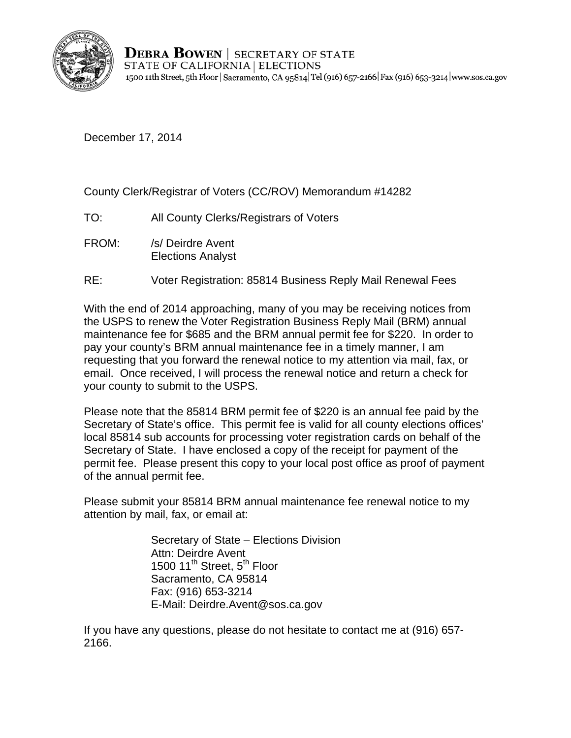**DEBRA BOWEN** | SECRETARY OF STATE
STATE OF CALIFORNIA | ELECTIONS
1500 11th Street, 5th Floor | Sacramento, CA 95814 | Tel (916) 657-2166 | Fax (916) 653-3214 | www.sos.ca.gov

December 17, 2014

County Clerk/Registrar of Voters (CC/ROV) Memorandum #14282

TO: All County Clerks/Registrars of Voters

FROM: /s/ Deirdre Avent
Elections Analyst

RE: Voter Registration: 85814 Business Reply Mail Renewal Fees

With the end of 2014 approaching, many of you may be receiving notices from the USPS to renew the Voter Registration Business Reply Mail (BRM) annual maintenance fee for $685 and the BRM annual permit fee for $220. In order to pay your county's BRM annual maintenance fee in a timely manner, I am requesting that you forward the renewal notice to my attention via mail, fax, or email. Once received, I will process the renewal notice and return a check for your county to submit to the USPS.

Please note that the 85814 BRM permit fee of $220 is an annual fee paid by the Secretary of State's office. This permit fee is valid for all county elections offices' local 85814 sub accounts for processing voter registration cards on behalf of the Secretary of State. I have enclosed a copy of the receipt for payment of the permit fee. Please present this copy to your local post office as proof of payment of the annual permit fee.

Please submit your 85814 BRM annual maintenance fee renewal notice to my attention by mail, fax, or email at:

Secretary of State – Elections Division
Attn: Deirdre Avent
1500 11th Street, 5th Floor
Sacramento, CA 95814
Fax: (916) 653-3214
E-Mail: Deirdre.Avent@sos.ca.gov

If you have any questions, please do not hesitate to contact me at (916) 657-2166.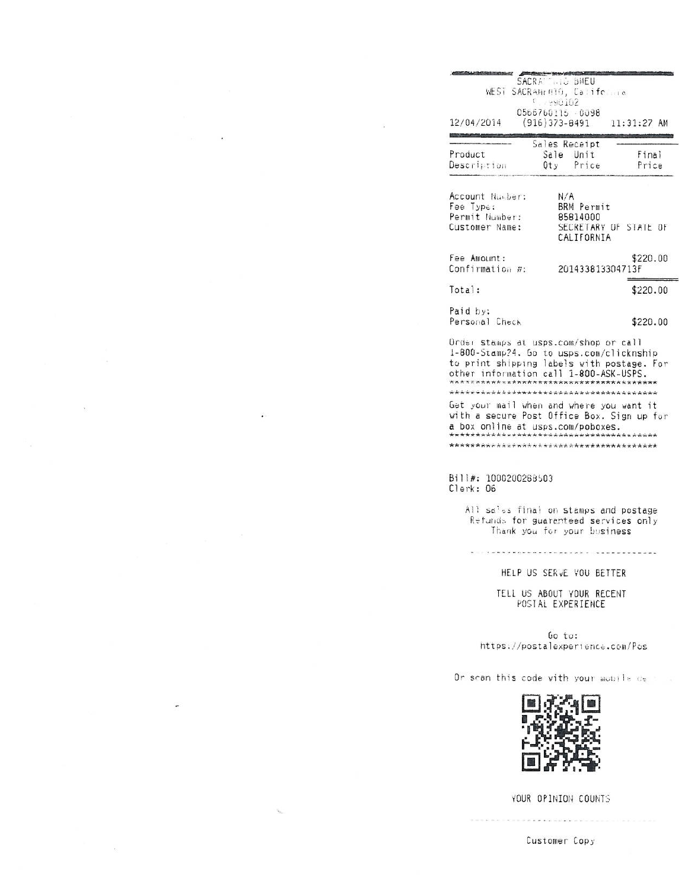SACRA[?]O BMEU
WEST SACRAMENTO, California
[?]90162
0566760115 - 0098
12/04/2014 (916)373-8491 11:31:27 AM

Sales Receipt

| Product Description | Sale Qty | Unit Price | Final Price |
| --- | --- | --- | --- |

Account Number: N/A
Fee Type: BRM Permit
Permit Number: 85814000
Customer Name: SECRETARY OF STATE OF CALIFORNIA

Fee Amount: $220.00
Confirmation #: 201433813304713F

Total: $220.00

Paid by:
Personal Check $220.00

Order stamps at usps.com/shop or call 1-800-Stamp24. Go to usps.com/clicknship to print shipping labels with postage. For other information call 1-800-ASK-USPS.
****************************************
****************************************
Get your mail when and where you want it with a secure Post Office Box. Sign up for a box online at usps.com/poboxes.
****************************************
****************************************

Bill#: 1000200268503
Clerk: 06

All sales final on stamps and postage
Refunds for guarenteed services only
Thank you for your business

HELP US SERVE YOU BETTER

TELL US ABOUT YOUR RECENT POSTAL EXPERIENCE

Go to:
https://postalexperience.com/Pos

Or scan this code with your mobile de[?]

YOUR OPINION COUNTS

Customer Copy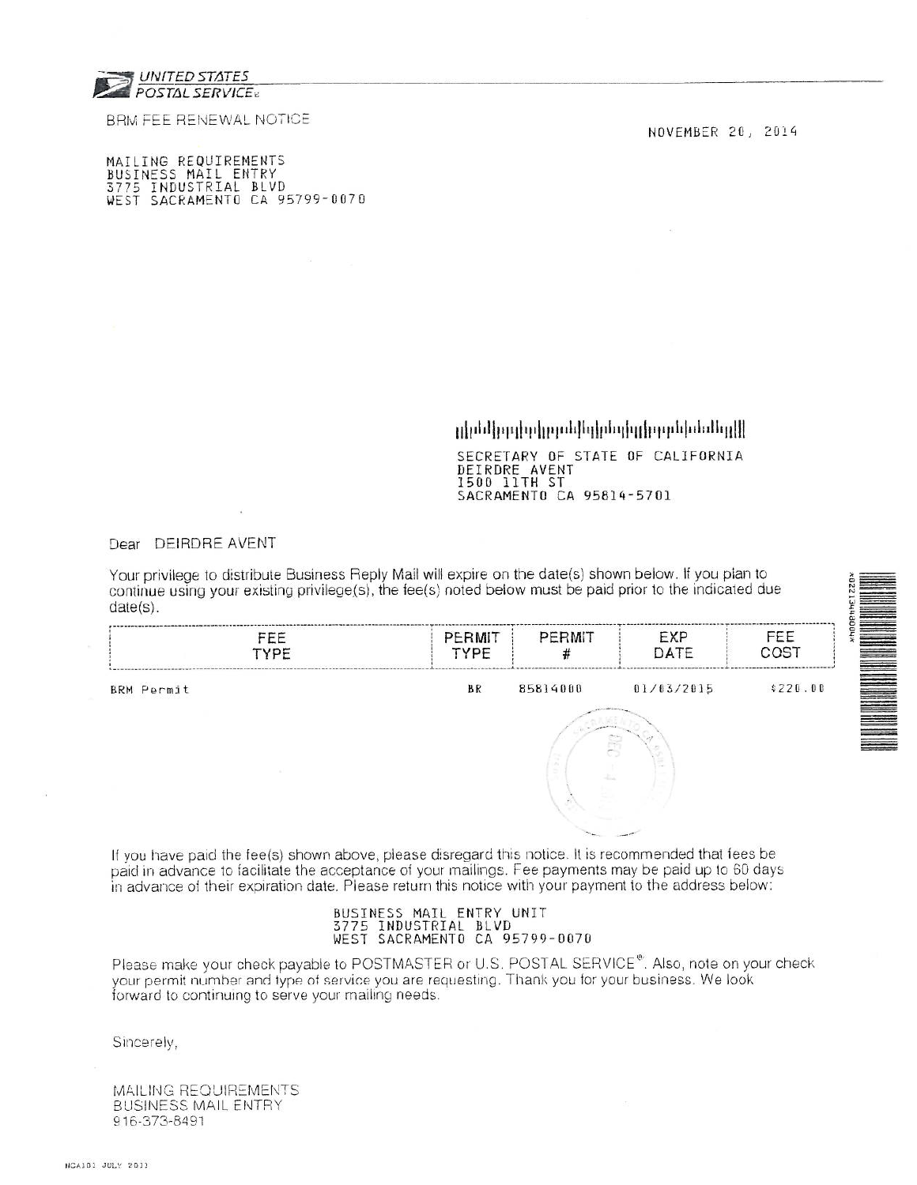UNITED STATES POSTAL SERVICE®

BRM FEE RENEWAL NOTICE

NOVEMBER 20, 2014

MAILING REQUIREMENTS
BUSINESS MAIL ENTRY
3775 INDUSTRIAL BLVD
WEST SACRAMENTO CA 95799-0070

SECRETARY OF STATE OF CALIFORNIA
DEIRDRE AVENT
1500 11TH ST
SACRAMENTO CA 95814-5701

Dear DEIRDRE AVENT

Your privilege to distribute Business Reply Mail will expire on the date(s) shown below. If you plan to continue using your existing privilege(s), the fee(s) noted below must be paid prior to the indicated due date(s).

| FEE TYPE | PERMIT TYPE | PERMIT # | EXP DATE | FEE COST |
|---|---|---|---|---|
| BRM Permit | BR | 85814000 | 01/03/2015 | $220.00 |

If you have paid the fee(s) shown above, please disregard this notice. It is recommended that fees be paid in advance to facilitate the acceptance of your mailings. Fee payments may be paid up to 60 days in advance of their expiration date. Please return this notice with your payment to the address below:

BUSINESS MAIL ENTRY UNIT
3775 INDUSTRIAL BLVD
WEST SACRAMENTO CA 95799-0070

Please make your check payable to POSTMASTER or U.S. POSTAL SERVICE®. Also, note on your check your permit number and type of service you are requesting. Thank you for your business. We look forward to continuing to serve your mailing needs.

Sincerely,

MAILING REQUIREMENTS
BUSINESS MAIL ENTRY
916-373-8491

NCA101 JULY 2011